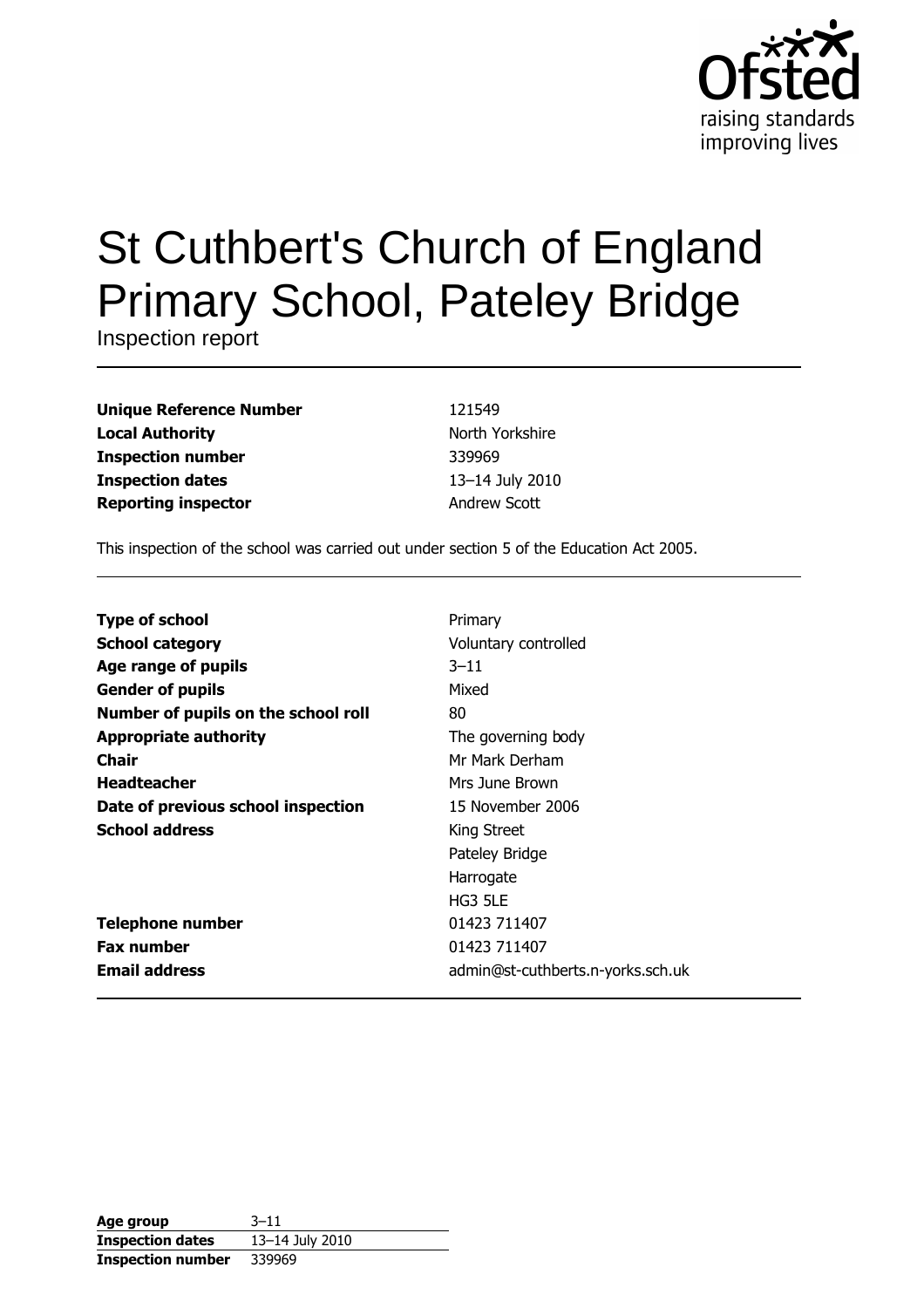Ofsted
raising standards
improving lives

# St Cuthbert's Church of England Primary School, Pateley Bridge

Inspection report

| | |
|---|---|
| **Unique Reference Number** | 121549 |
| **Local Authority** | North Yorkshire |
| **Inspection number** | 339969 |
| **Inspection dates** | 13–14 July 2010 |
| **Reporting inspector** | Andrew Scott |

This inspection of the school was carried out under section 5 of the Education Act 2005.

| | |
|---|---|
| **Type of school** | Primary |
| **School category** | Voluntary controlled |
| **Age range of pupils** | 3–11 |
| **Gender of pupils** | Mixed |
| **Number of pupils on the school roll** | 80 |
| **Appropriate authority** | The governing body |
| **Chair** | Mr Mark Derham |
| **Headteacher** | Mrs June Brown |
| **Date of previous school inspection** | 15 November 2006 |
| **School address** | King Street<br>Pateley Bridge<br>Harrogate<br>HG3 5LE |
| **Telephone number** | 01423 711407 |
| **Fax number** | 01423 711407 |
| **Email address** | admin@st-cuthberts.n-yorks.sch.uk |

| | |
|---|---|
| **Age group** | 3–11 |
| **Inspection dates** | 13–14 July 2010 |
| **Inspection number** | 339969 |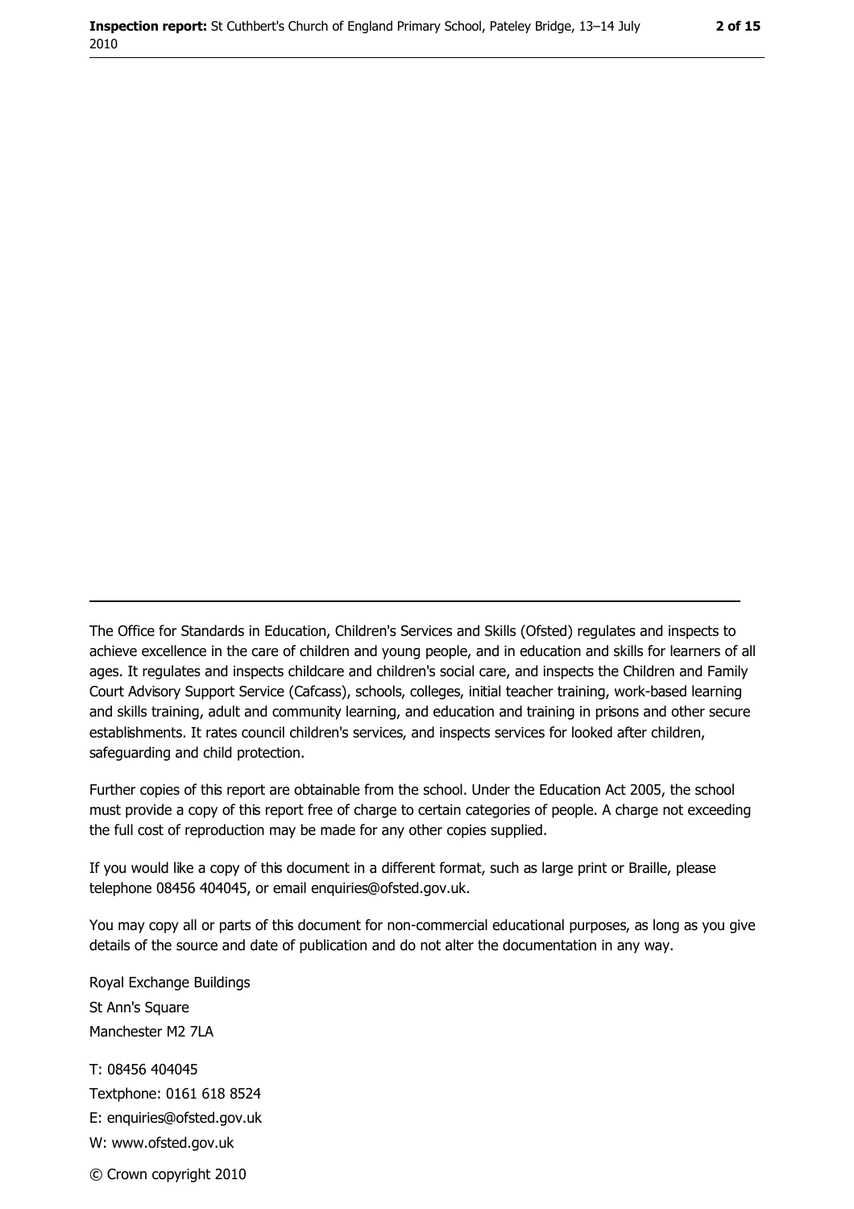The Office for Standards in Education, Children's Services and Skills (Ofsted) regulates and inspects to achieve excellence in the care of children and young people, and in education and skills for learners of all ages. It regulates and inspects childcare and children's social care, and inspects the Children and Family Court Advisory Support Service (Cafcass), schools, colleges, initial teacher training, work-based learning and skills training, adult and community learning, and education and training in prisons and other secure establishments. It rates council children's services, and inspects services for looked after children, safeguarding and child protection.

Further copies of this report are obtainable from the school. Under the Education Act 2005, the school must provide a copy of this report free of charge to certain categories of people. A charge not exceeding the full cost of reproduction may be made for any other copies supplied.

If you would like a copy of this document in a different format, such as large print or Braille, please telephone 08456 404045, or email enquiries@ofsted.gov.uk.

You may copy all or parts of this document for non-commercial educational purposes, as long as you give details of the source and date of publication and do not alter the documentation in any way.

Royal Exchange Buildings
St Ann's Square
Manchester M2 7LA

T: 08456 404045
Textphone: 0161 618 8524
E: enquiries@ofsted.gov.uk
W: www.ofsted.gov.uk

© Crown copyright 2010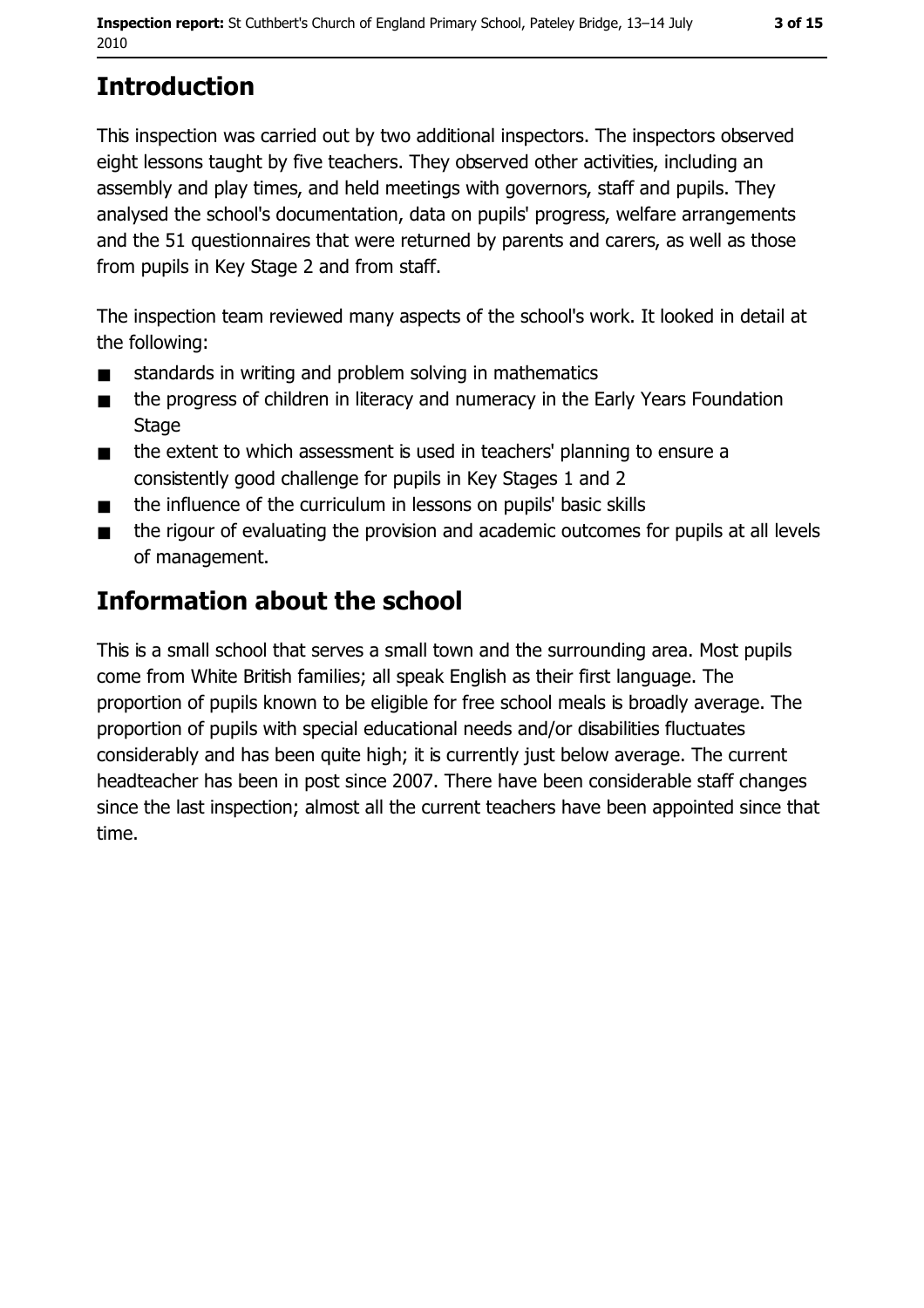## Introduction

This inspection was carried out by two additional inspectors. The inspectors observed eight lessons taught by five teachers. They observed other activities, including an assembly and play times, and held meetings with governors, staff and pupils. They analysed the school's documentation, data on pupils' progress, welfare arrangements and the 51 questionnaires that were returned by parents and carers, as well as those from pupils in Key Stage 2 and from staff.

The inspection team reviewed many aspects of the school's work. It looked in detail at the following:

- standards in writing and problem solving in mathematics
- the progress of children in literacy and numeracy in the Early Years Foundation Stage
- the extent to which assessment is used in teachers' planning to ensure a consistently good challenge for pupils in Key Stages 1 and 2
- the influence of the curriculum in lessons on pupils' basic skills
- the rigour of evaluating the provision and academic outcomes for pupils at all levels of management.

## Information about the school

This is a small school that serves a small town and the surrounding area. Most pupils come from White British families; all speak English as their first language. The proportion of pupils known to be eligible for free school meals is broadly average. The proportion of pupils with special educational needs and/or disabilities fluctuates considerably and has been quite high; it is currently just below average. The current headteacher has been in post since 2007. There have been considerable staff changes since the last inspection; almost all the current teachers have been appointed since that time.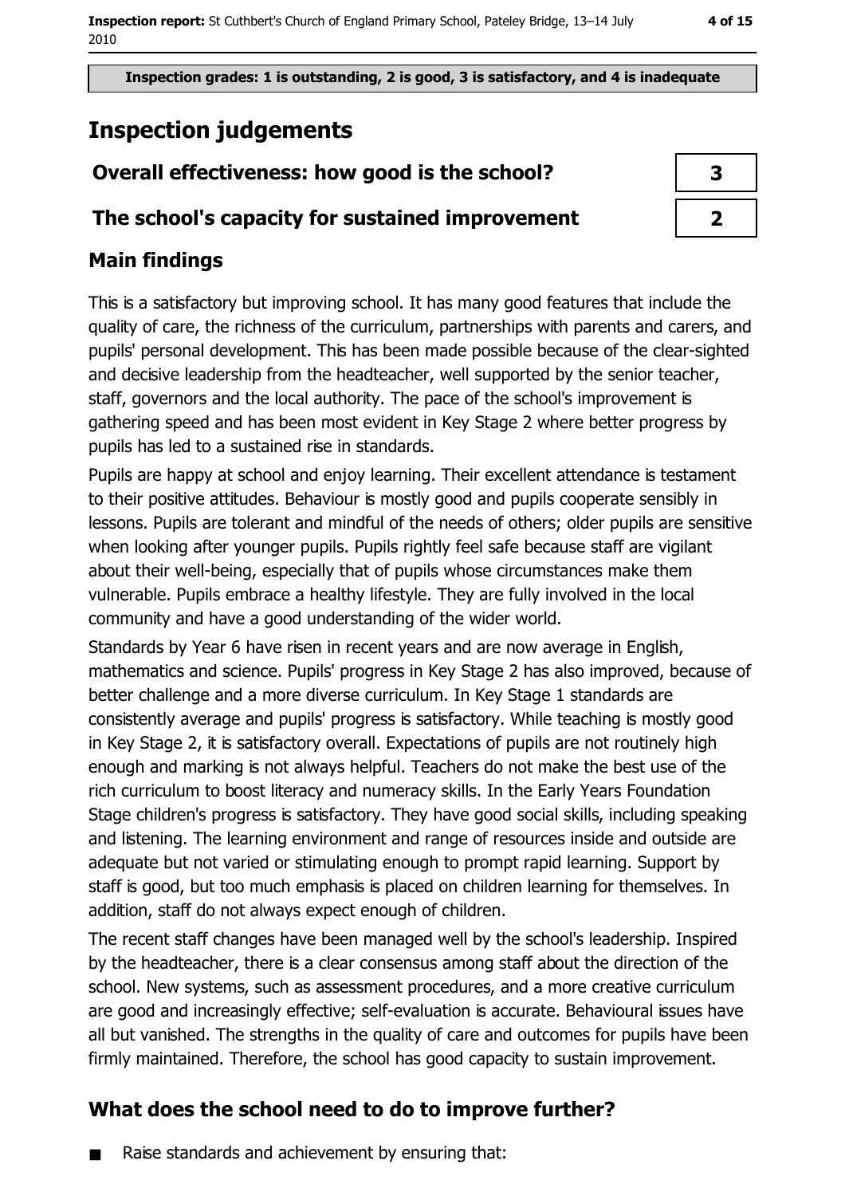**Inspection grades: 1 is outstanding, 2 is good, 3 is satisfactory, and 4 is inadequate**

# Inspection judgements

| Overall effectiveness: how good is the school? | 3 |
|---|---|
| The school's capacity for sustained improvement | 2 |

## Main findings

This is a satisfactory but improving school. It has many good features that include the quality of care, the richness of the curriculum, partnerships with parents and carers, and pupils' personal development. This has been made possible because of the clear-sighted and decisive leadership from the headteacher, well supported by the senior teacher, staff, governors and the local authority. The pace of the school's improvement is gathering speed and has been most evident in Key Stage 2 where better progress by pupils has led to a sustained rise in standards.

Pupils are happy at school and enjoy learning. Their excellent attendance is testament to their positive attitudes. Behaviour is mostly good and pupils cooperate sensibly in lessons. Pupils are tolerant and mindful of the needs of others; older pupils are sensitive when looking after younger pupils. Pupils rightly feel safe because staff are vigilant about their well-being, especially that of pupils whose circumstances make them vulnerable. Pupils embrace a healthy lifestyle. They are fully involved in the local community and have a good understanding of the wider world.

Standards by Year 6 have risen in recent years and are now average in English, mathematics and science. Pupils' progress in Key Stage 2 has also improved, because of better challenge and a more diverse curriculum. In Key Stage 1 standards are consistently average and pupils' progress is satisfactory. While teaching is mostly good in Key Stage 2, it is satisfactory overall. Expectations of pupils are not routinely high enough and marking is not always helpful. Teachers do not make the best use of the rich curriculum to boost literacy and numeracy skills. In the Early Years Foundation Stage children's progress is satisfactory. They have good social skills, including speaking and listening. The learning environment and range of resources inside and outside are adequate but not varied or stimulating enough to prompt rapid learning. Support by staff is good, but too much emphasis is placed on children learning for themselves. In addition, staff do not always expect enough of children.

The recent staff changes have been managed well by the school's leadership. Inspired by the headteacher, there is a clear consensus among staff about the direction of the school. New systems, such as assessment procedures, and a more creative curriculum are good and increasingly effective; self-evaluation is accurate. Behavioural issues have all but vanished. The strengths in the quality of care and outcomes for pupils have been firmly maintained. Therefore, the school has good capacity to sustain improvement.

## What does the school need to do to improve further?

- Raise standards and achievement by ensuring that: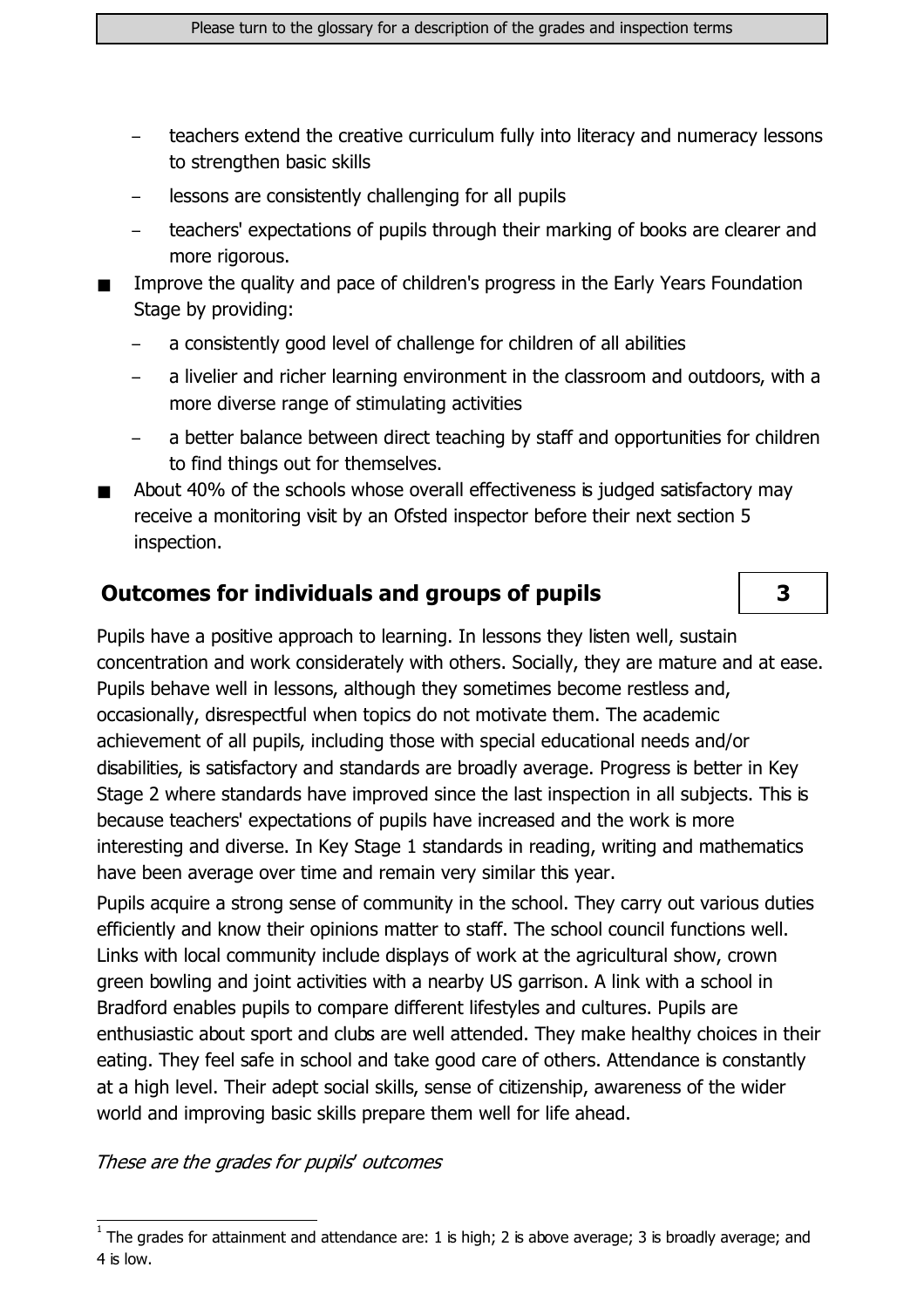- teachers extend the creative curriculum fully into literacy and numeracy lessons to strengthen basic skills
- lessons are consistently challenging for all pupils
- teachers' expectations of pupils through their marking of books are clearer and more rigorous.

■ Improve the quality and pace of children's progress in the Early Years Foundation Stage by providing:

- a consistently good level of challenge for children of all abilities
- a livelier and richer learning environment in the classroom and outdoors, with a more diverse range of stimulating activities
- a better balance between direct teaching by staff and opportunities for children to find things out for themselves.

■ About 40% of the schools whose overall effectiveness is judged satisfactory may receive a monitoring visit by an Ofsted inspector before their next section 5 inspection.

## Outcomes for individuals and groups of pupils

**3**

Pupils have a positive approach to learning. In lessons they listen well, sustain concentration and work considerately with others. Socially, they are mature and at ease. Pupils behave well in lessons, although they sometimes become restless and, occasionally, disrespectful when topics do not motivate them. The academic achievement of all pupils, including those with special educational needs and/or disabilities, is satisfactory and standards are broadly average. Progress is better in Key Stage 2 where standards have improved since the last inspection in all subjects. This is because teachers' expectations of pupils have increased and the work is more interesting and diverse. In Key Stage 1 standards in reading, writing and mathematics have been average over time and remain very similar this year.

Pupils acquire a strong sense of community in the school. They carry out various duties efficiently and know their opinions matter to staff. The school council functions well. Links with local community include displays of work at the agricultural show, crown green bowling and joint activities with a nearby US garrison. A link with a school in Bradford enables pupils to compare different lifestyles and cultures. Pupils are enthusiastic about sport and clubs are well attended. They make healthy choices in their eating. They feel safe in school and take good care of others. Attendance is constantly at a high level. Their adept social skills, sense of citizenship, awareness of the wider world and improving basic skills prepare them well for life ahead.

*These are the grades for pupils' outcomes*

[1] The grades for attainment and attendance are: 1 is high; 2 is above average; 3 is broadly average; and 4 is low.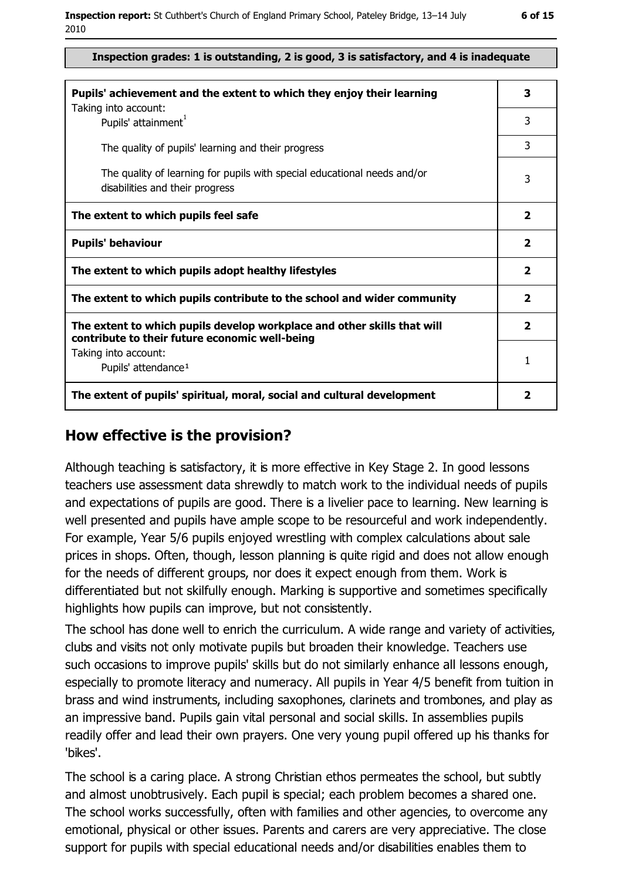**Inspection grades: 1 is outstanding, 2 is good, 3 is satisfactory, and 4 is inadequate**

| | |
|---|---|
| **Pupils' achievement and the extent to which they enjoy their learning** | **3** |
| Taking into account: Pupils' attainment[1] | 3 |
| The quality of pupils' learning and their progress | 3 |
| The quality of learning for pupils with special educational needs and/or disabilities and their progress | 3 |
| **The extent to which pupils feel safe** | **2** |
| **Pupils' behaviour** | **2** |
| **The extent to which pupils adopt healthy lifestyles** | **2** |
| **The extent to which pupils contribute to the school and wider community** | **2** |
| **The extent to which pupils develop workplace and other skills that will contribute to their future economic well-being** | **2** |
| Taking into account: Pupils' attendance[1] | 1 |
| **The extent of pupils' spiritual, moral, social and cultural development** | **2** |

## How effective is the provision?

Although teaching is satisfactory, it is more effective in Key Stage 2. In good lessons teachers use assessment data shrewdly to match work to the individual needs of pupils and expectations of pupils are good. There is a livelier pace to learning. New learning is well presented and pupils have ample scope to be resourceful and work independently. For example, Year 5/6 pupils enjoyed wrestling with complex calculations about sale prices in shops. Often, though, lesson planning is quite rigid and does not allow enough for the needs of different groups, nor does it expect enough from them. Work is differentiated but not skilfully enough. Marking is supportive and sometimes specifically highlights how pupils can improve, but not consistently.

The school has done well to enrich the curriculum. A wide range and variety of activities, clubs and visits not only motivate pupils but broaden their knowledge. Teachers use such occasions to improve pupils' skills but do not similarly enhance all lessons enough, especially to promote literacy and numeracy. All pupils in Year 4/5 benefit from tuition in brass and wind instruments, including saxophones, clarinets and trombones, and play as an impressive band. Pupils gain vital personal and social skills. In assemblies pupils readily offer and lead their own prayers. One very young pupil offered up his thanks for 'bikes'.

The school is a caring place. A strong Christian ethos permeates the school, but subtly and almost unobtrusively. Each pupil is special; each problem becomes a shared one. The school works successfully, often with families and other agencies, to overcome any emotional, physical or other issues. Parents and carers are very appreciative. The close support for pupils with special educational needs and/or disabilities enables them to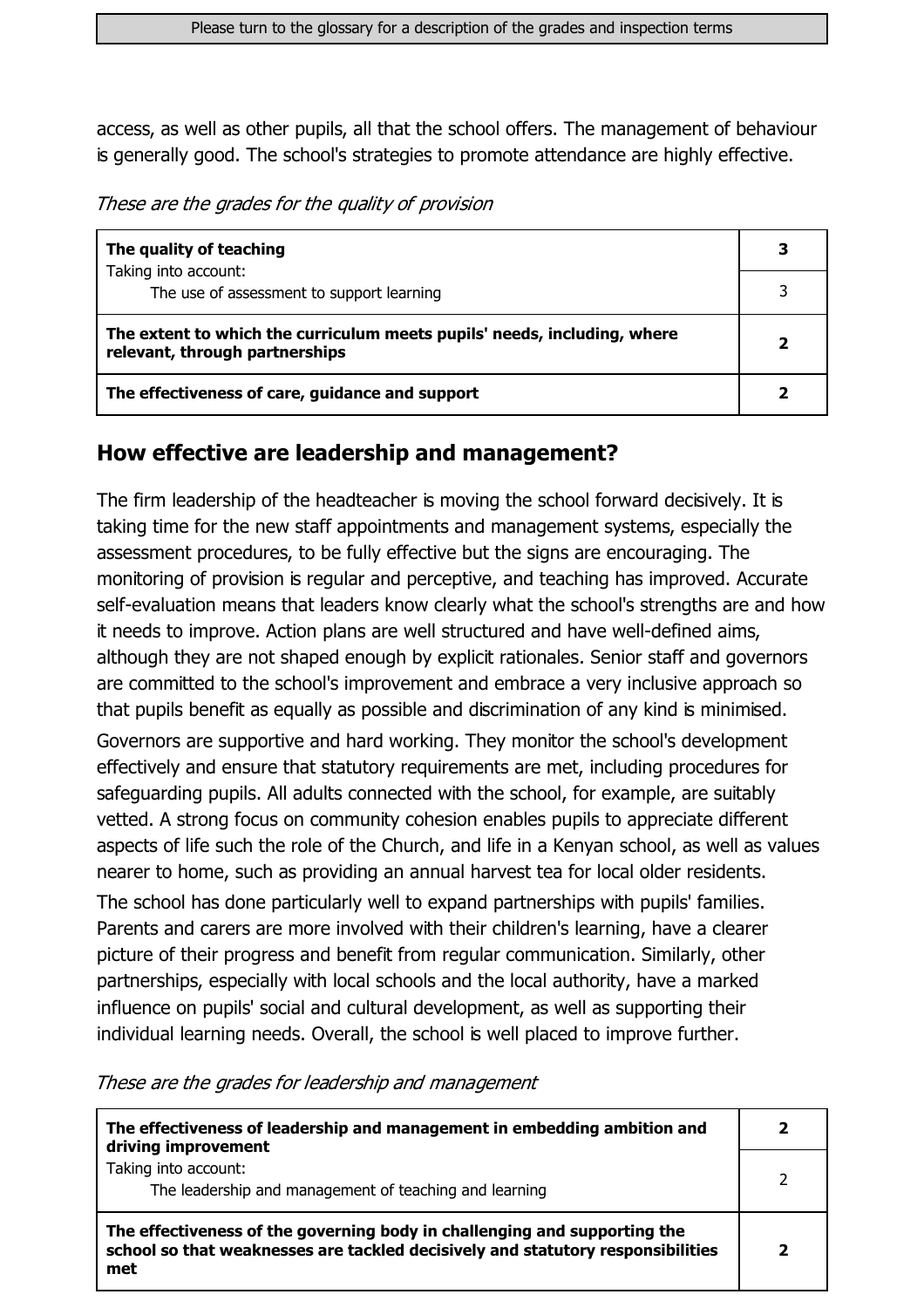access, as well as other pupils, all that the school offers. The management of behaviour is generally good. The school's strategies to promote attendance are highly effective.

*These are the grades for the quality of provision*

| | |
|---|---|
| **The quality of teaching** | **3** |
| Taking into account: The use of assessment to support learning | 3 |
| **The extent to which the curriculum meets pupils' needs, including, where relevant, through partnerships** | **2** |
| **The effectiveness of care, guidance and support** | **2** |

## How effective are leadership and management?

The firm leadership of the headteacher is moving the school forward decisively. It is taking time for the new staff appointments and management systems, especially the assessment procedures, to be fully effective but the signs are encouraging. The monitoring of provision is regular and perceptive, and teaching has improved. Accurate self-evaluation means that leaders know clearly what the school's strengths are and how it needs to improve. Action plans are well structured and have well-defined aims, although they are not shaped enough by explicit rationales. Senior staff and governors are committed to the school's improvement and embrace a very inclusive approach so that pupils benefit as equally as possible and discrimination of any kind is minimised.

Governors are supportive and hard working. They monitor the school's development effectively and ensure that statutory requirements are met, including procedures for safeguarding pupils. All adults connected with the school, for example, are suitably vetted. A strong focus on community cohesion enables pupils to appreciate different aspects of life such the role of the Church, and life in a Kenyan school, as well as values nearer to home, such as providing an annual harvest tea for local older residents.

The school has done particularly well to expand partnerships with pupils' families. Parents and carers are more involved with their children's learning, have a clearer picture of their progress and benefit from regular communication. Similarly, other partnerships, especially with local schools and the local authority, have a marked influence on pupils' social and cultural development, as well as supporting their individual learning needs. Overall, the school is well placed to improve further.

*These are the grades for leadership and management*

| | |
|---|---|
| **The effectiveness of leadership and management in embedding ambition and driving improvement** | **2** |
| Taking into account: The leadership and management of teaching and learning | 2 |
| **The effectiveness of the governing body in challenging and supporting the school so that weaknesses are tackled decisively and statutory responsibilities met** | **2** |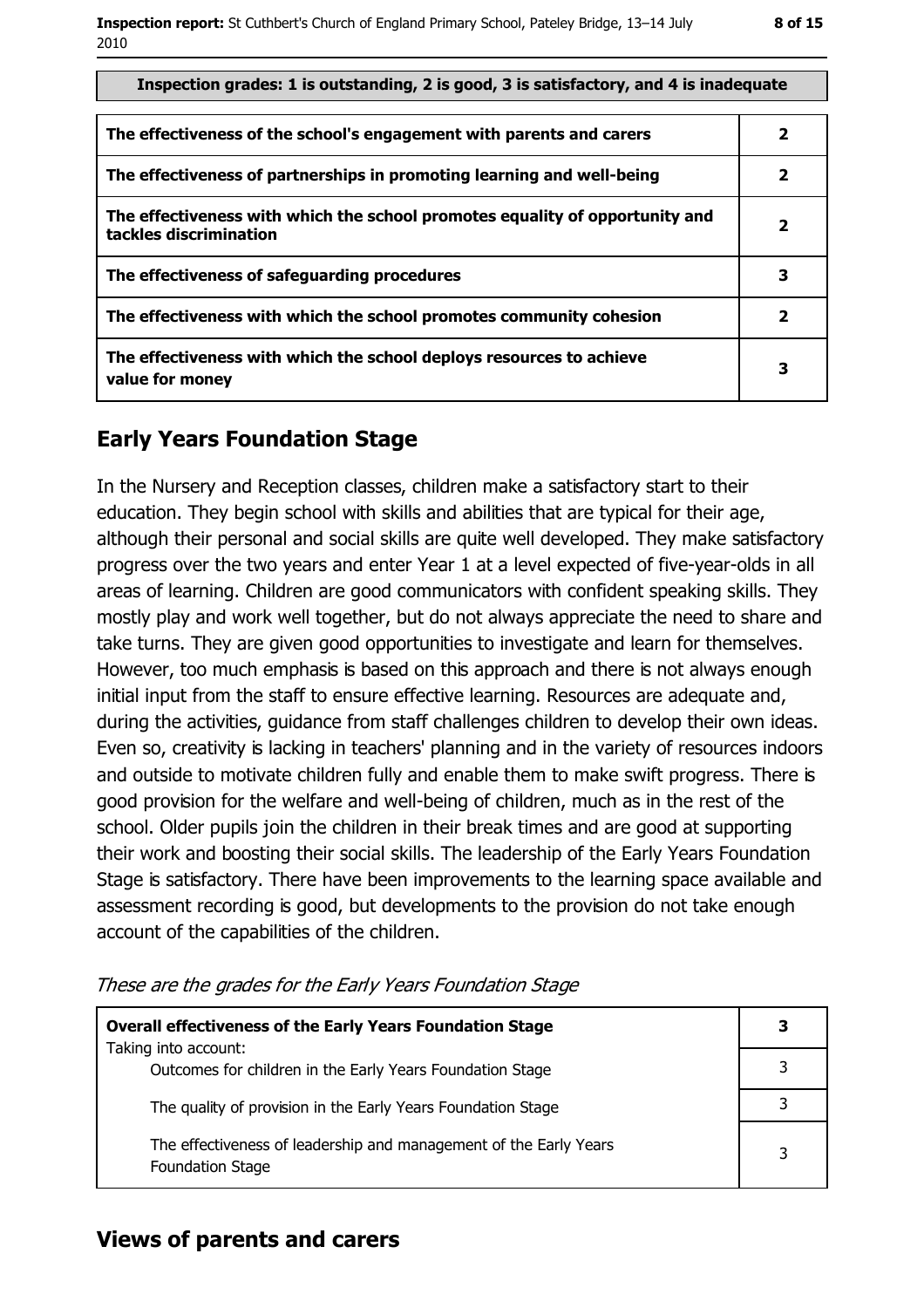**Inspection grades: 1 is outstanding, 2 is good, 3 is satisfactory, and 4 is inadequate**

| | |
|---|---|
| **The effectiveness of the school's engagement with parents and carers** | **2** |
| **The effectiveness of partnerships in promoting learning and well-being** | **2** |
| **The effectiveness with which the school promotes equality of opportunity and tackles discrimination** | **2** |
| **The effectiveness of safeguarding procedures** | **3** |
| **The effectiveness with which the school promotes community cohesion** | **2** |
| **The effectiveness with which the school deploys resources to achieve value for money** | **3** |

## Early Years Foundation Stage

In the Nursery and Reception classes, children make a satisfactory start to their education. They begin school with skills and abilities that are typical for their age, although their personal and social skills are quite well developed. They make satisfactory progress over the two years and enter Year 1 at a level expected of five-year-olds in all areas of learning. Children are good communicators with confident speaking skills. They mostly play and work well together, but do not always appreciate the need to share and take turns. They are given good opportunities to investigate and learn for themselves. However, too much emphasis is based on this approach and there is not always enough initial input from the staff to ensure effective learning. Resources are adequate and, during the activities, guidance from staff challenges children to develop their own ideas. Even so, creativity is lacking in teachers' planning and in the variety of resources indoors and outside to motivate children fully and enable them to make swift progress. There is good provision for the welfare and well-being of children, much as in the rest of the school. Older pupils join the children in their break times and are good at supporting their work and boosting their social skills. The leadership of the Early Years Foundation Stage is satisfactory. There have been improvements to the learning space available and assessment recording is good, but developments to the provision do not take enough account of the capabilities of the children.

*These are the grades for the Early Years Foundation Stage*

| | |
|---|---|
| **Overall effectiveness of the Early Years Foundation Stage**<br>Taking into account: | **3** |
| Outcomes for children in the Early Years Foundation Stage | 3 |
| The quality of provision in the Early Years Foundation Stage | 3 |
| The effectiveness of leadership and management of the Early Years Foundation Stage | 3 |

## Views of parents and carers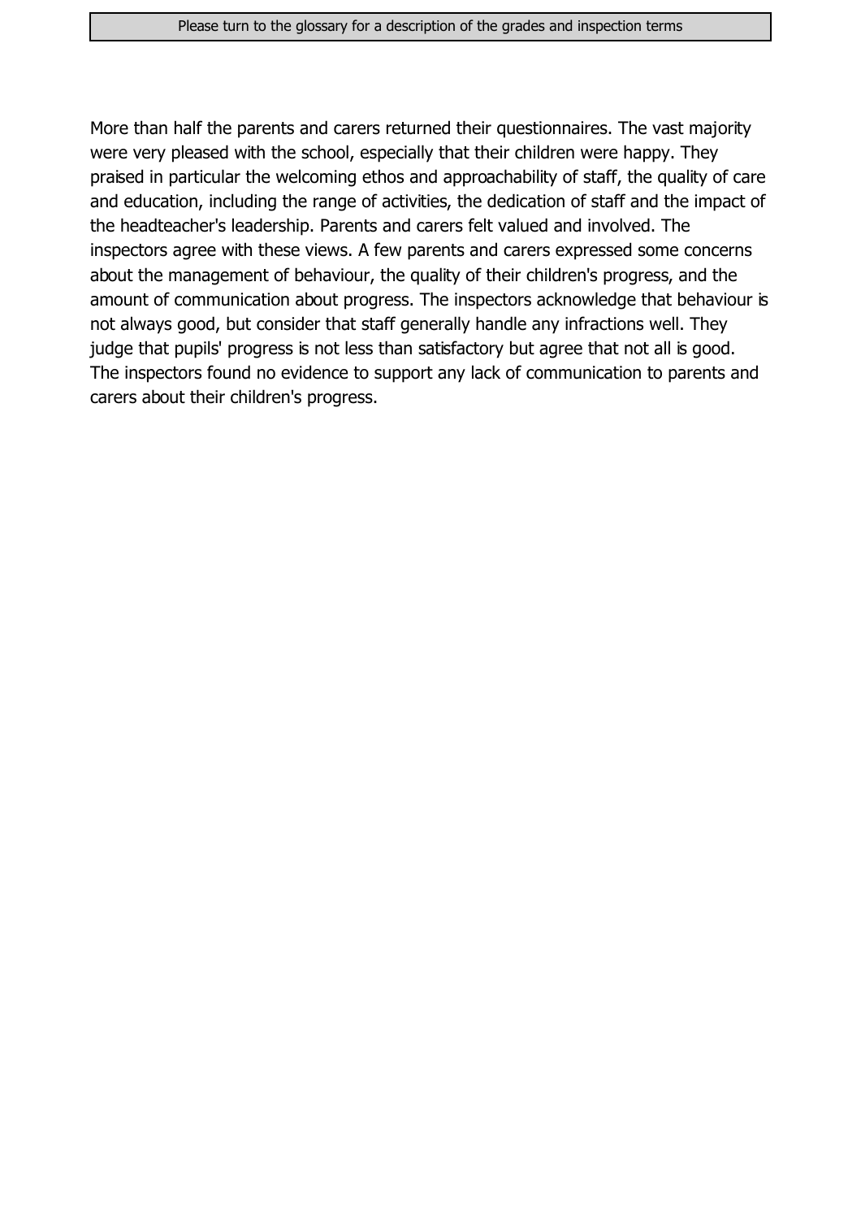More than half the parents and carers returned their questionnaires. The vast majority were very pleased with the school, especially that their children were happy. They praised in particular the welcoming ethos and approachability of staff, the quality of care and education, including the range of activities, the dedication of staff and the impact of the headteacher's leadership. Parents and carers felt valued and involved. The inspectors agree with these views. A few parents and carers expressed some concerns about the management of behaviour, the quality of their children's progress, and the amount of communication about progress. The inspectors acknowledge that behaviour is not always good, but consider that staff generally handle any infractions well. They judge that pupils' progress is not less than satisfactory but agree that not all is good. The inspectors found no evidence to support any lack of communication to parents and carers about their children's progress.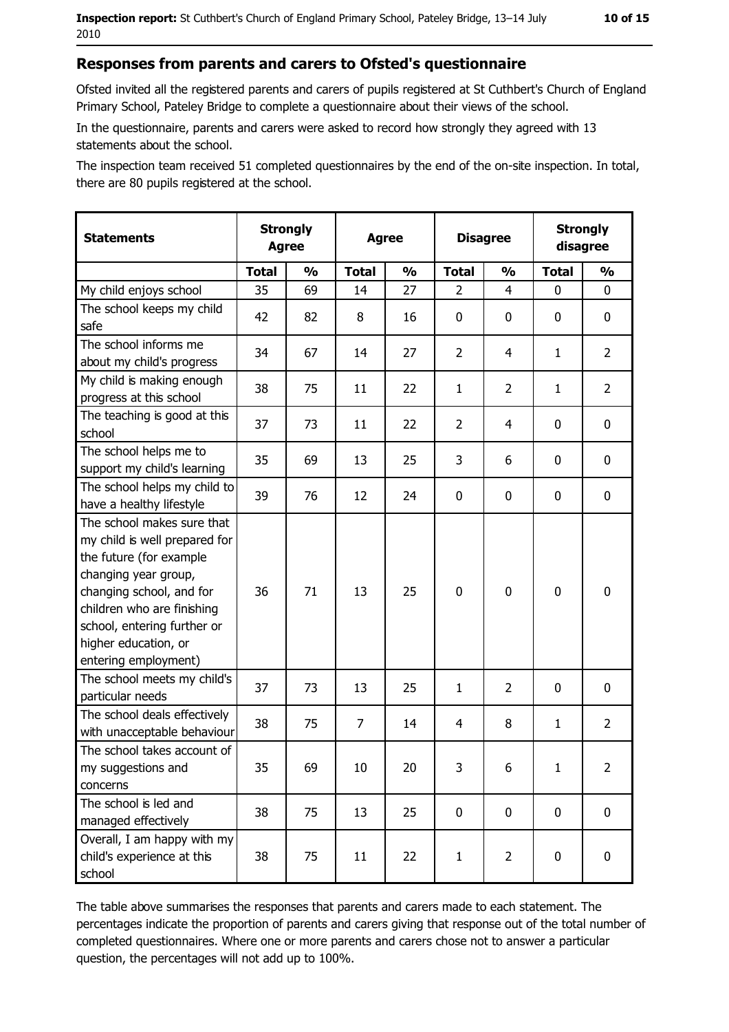## Responses from parents and carers to Ofsted's questionnaire

Ofsted invited all the registered parents and carers of pupils registered at St Cuthbert's Church of England Primary School, Pateley Bridge to complete a questionnaire about their views of the school.

In the questionnaire, parents and carers were asked to record how strongly they agreed with 13 statements about the school.

The inspection team received 51 completed questionnaires by the end of the on-site inspection. In total, there are 80 pupils registered at the school.

| Statements | Strongly Agree | | Agree | | Disagree | | Strongly disagree | |
|---|---|---|---|---|---|---|---|---|
| | Total | % | Total | % | Total | % | Total | % |
| My child enjoys school | 35 | 69 | 14 | 27 | 2 | 4 | 0 | 0 |
| The school keeps my child safe | 42 | 82 | 8 | 16 | 0 | 0 | 0 | 0 |
| The school informs me about my child's progress | 34 | 67 | 14 | 27 | 2 | 4 | 1 | 2 |
| My child is making enough progress at this school | 38 | 75 | 11 | 22 | 1 | 2 | 1 | 2 |
| The teaching is good at this school | 37 | 73 | 11 | 22 | 2 | 4 | 0 | 0 |
| The school helps me to support my child's learning | 35 | 69 | 13 | 25 | 3 | 6 | 0 | 0 |
| The school helps my child to have a healthy lifestyle | 39 | 76 | 12 | 24 | 0 | 0 | 0 | 0 |
| The school makes sure that my child is well prepared for the future (for example changing year group, changing school, and for children who are finishing school, entering further or higher education, or entering employment) | 36 | 71 | 13 | 25 | 0 | 0 | 0 | 0 |
| The school meets my child's particular needs | 37 | 73 | 13 | 25 | 1 | 2 | 0 | 0 |
| The school deals effectively with unacceptable behaviour | 38 | 75 | 7 | 14 | 4 | 8 | 1 | 2 |
| The school takes account of my suggestions and concerns | 35 | 69 | 10 | 20 | 3 | 6 | 1 | 2 |
| The school is led and managed effectively | 38 | 75 | 13 | 25 | 0 | 0 | 0 | 0 |
| Overall, I am happy with my child's experience at this school | 38 | 75 | 11 | 22 | 1 | 2 | 0 | 0 |

The table above summarises the responses that parents and carers made to each statement. The percentages indicate the proportion of parents and carers giving that response out of the total number of completed questionnaires. Where one or more parents and carers chose not to answer a particular question, the percentages will not add up to 100%.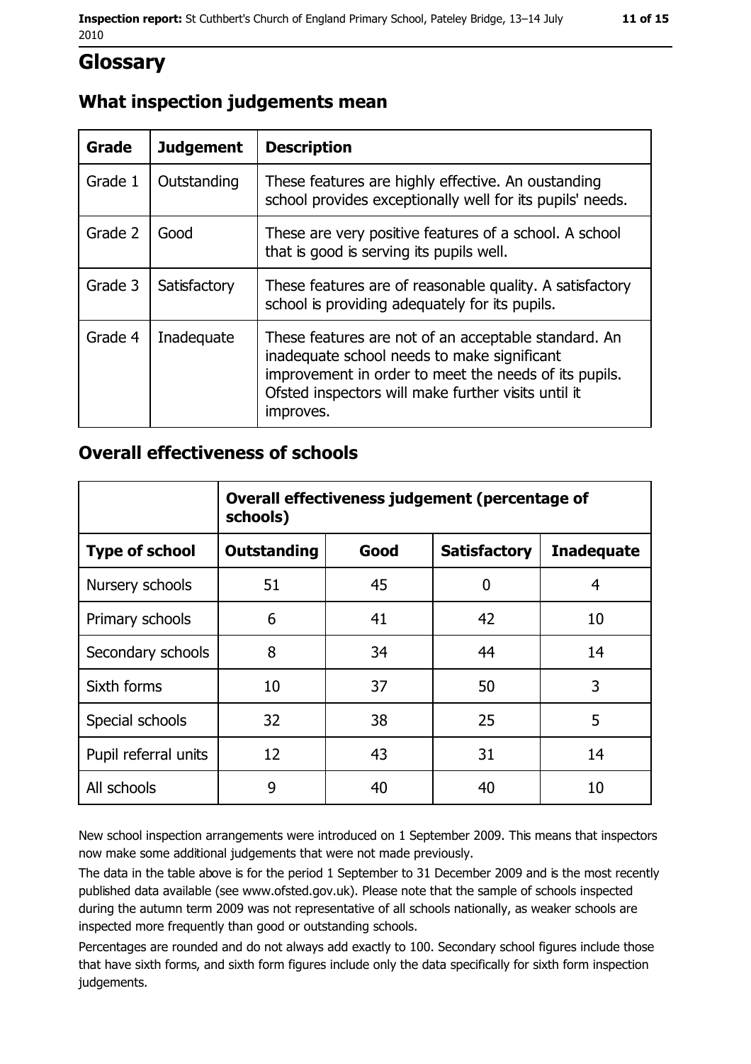# Glossary

## What inspection judgements mean

| Grade | Judgement | Description |
|---|---|---|
| Grade 1 | Outstanding | These features are highly effective. An oustanding school provides exceptionally well for its pupils' needs. |
| Grade 2 | Good | These are very positive features of a school. A school that is good is serving its pupils well. |
| Grade 3 | Satisfactory | These features are of reasonable quality. A satisfactory school is providing adequately for its pupils. |
| Grade 4 | Inadequate | These features are not of an acceptable standard. An inadequate school needs to make significant improvement in order to meet the needs of its pupils. Ofsted inspectors will make further visits until it improves. |

## Overall effectiveness of schools

| | Overall effectiveness judgement (percentage of schools) | | | |
|---|---|---|---|---|
| **Type of school** | **Outstanding** | **Good** | **Satisfactory** | **Inadequate** |
| Nursery schools | 51 | 45 | 0 | 4 |
| Primary schools | 6 | 41 | 42 | 10 |
| Secondary schools | 8 | 34 | 44 | 14 |
| Sixth forms | 10 | 37 | 50 | 3 |
| Special schools | 32 | 38 | 25 | 5 |
| Pupil referral units | 12 | 43 | 31 | 14 |
| All schools | 9 | 40 | 40 | 10 |

New school inspection arrangements were introduced on 1 September 2009. This means that inspectors now make some additional judgements that were not made previously.

The data in the table above is for the period 1 September to 31 December 2009 and is the most recently published data available (see www.ofsted.gov.uk). Please note that the sample of schools inspected during the autumn term 2009 was not representative of all schools nationally, as weaker schools are inspected more frequently than good or outstanding schools.

Percentages are rounded and do not always add exactly to 100. Secondary school figures include those that have sixth forms, and sixth form figures include only the data specifically for sixth form inspection judgements.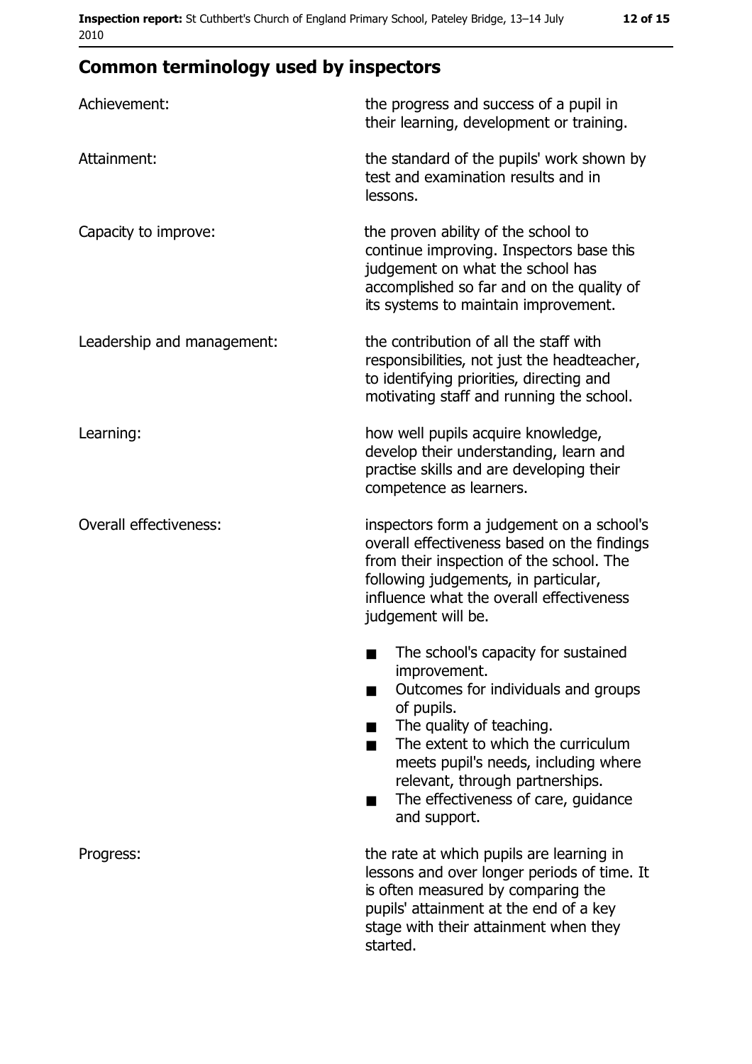## Common terminology used by inspectors

| | |
|---|---|
| Achievement: | the progress and success of a pupil in their learning, development or training. |
| Attainment: | the standard of the pupils' work shown by test and examination results and in lessons. |
| Capacity to improve: | the proven ability of the school to continue improving. Inspectors base this judgement on what the school has accomplished so far and on the quality of its systems to maintain improvement. |
| Leadership and management: | the contribution of all the staff with responsibilities, not just the headteacher, to identifying priorities, directing and motivating staff and running the school. |
| Learning: | how well pupils acquire knowledge, develop their understanding, learn and practise skills and are developing their competence as learners. |
| Overall effectiveness: | inspectors form a judgement on a school's overall effectiveness based on the findings from their inspection of the school. The following judgements, in particular, influence what the overall effectiveness judgement will be. ■ The school's capacity for sustained improvement. ■ Outcomes for individuals and groups of pupils. ■ The quality of teaching. ■ The extent to which the curriculum meets pupil's needs, including where relevant, through partnerships. ■ The effectiveness of care, guidance and support. |
| Progress: | the rate at which pupils are learning in lessons and over longer periods of time. It is often measured by comparing the pupils' attainment at the end of a key stage with their attainment when they started. |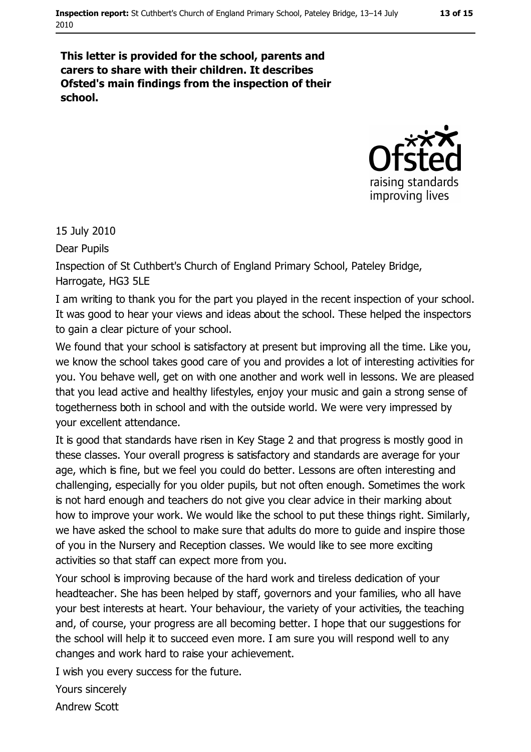**This letter is provided for the school, parents and carers to share with their children. It describes Ofsted's main findings from the inspection of their school.**

15 July 2010

Dear Pupils

Inspection of St Cuthbert's Church of England Primary School, Pateley Bridge, Harrogate, HG3 5LE

I am writing to thank you for the part you played in the recent inspection of your school. It was good to hear your views and ideas about the school. These helped the inspectors to gain a clear picture of your school.

We found that your school is satisfactory at present but improving all the time. Like you, we know the school takes good care of you and provides a lot of interesting activities for you. You behave well, get on with one another and work well in lessons. We are pleased that you lead active and healthy lifestyles, enjoy your music and gain a strong sense of togetherness both in school and with the outside world. We were very impressed by your excellent attendance.

It is good that standards have risen in Key Stage 2 and that progress is mostly good in these classes. Your overall progress is satisfactory and standards are average for your age, which is fine, but we feel you could do better. Lessons are often interesting and challenging, especially for you older pupils, but not often enough. Sometimes the work is not hard enough and teachers do not give you clear advice in their marking about how to improve your work. We would like the school to put these things right. Similarly, we have asked the school to make sure that adults do more to guide and inspire those of you in the Nursery and Reception classes. We would like to see more exciting activities so that staff can expect more from you.

Your school is improving because of the hard work and tireless dedication of your headteacher. She has been helped by staff, governors and your families, who all have your best interests at heart. Your behaviour, the variety of your activities, the teaching and, of course, your progress are all becoming better. I hope that our suggestions for the school will help it to succeed even more. I am sure you will respond well to any changes and work hard to raise your achievement.

I wish you every success for the future.

Yours sincerely

Andrew Scott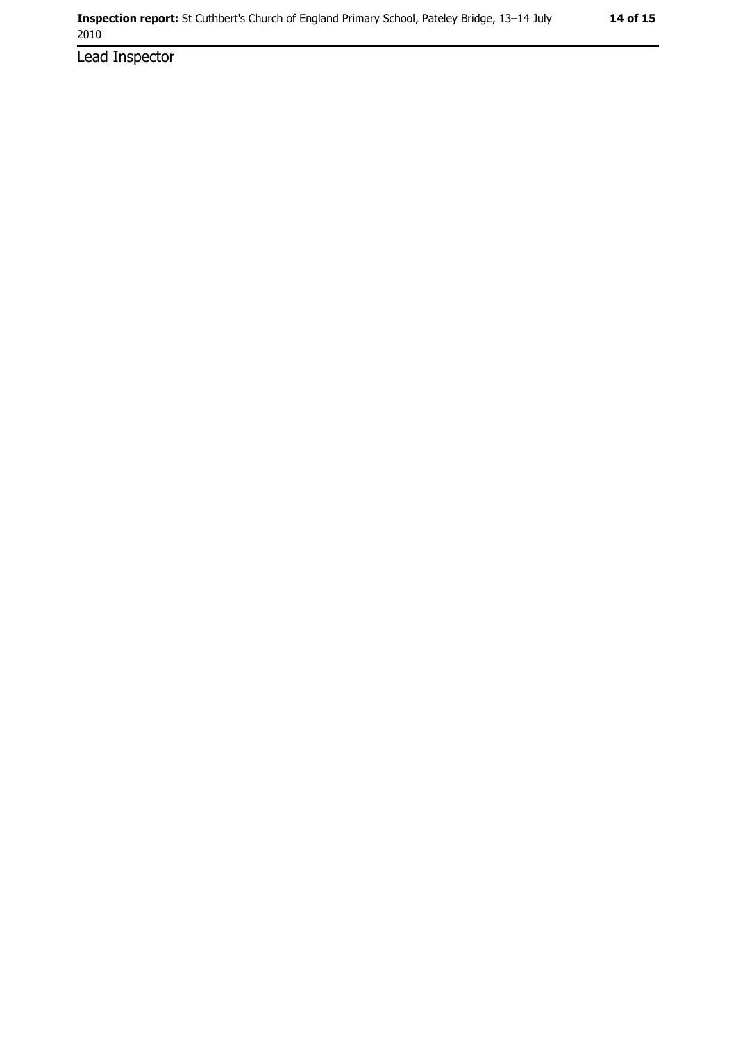Lead Inspector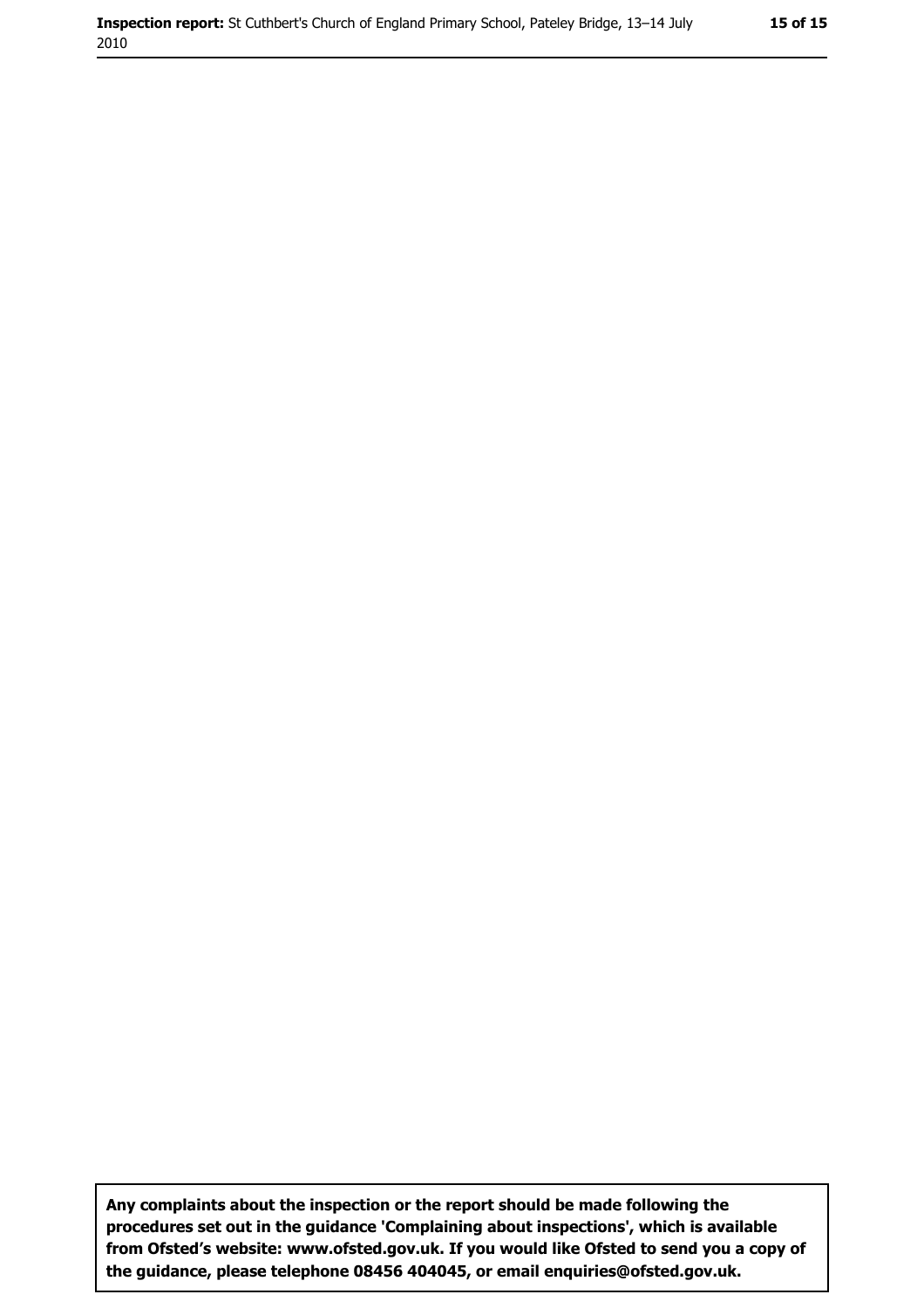**Any complaints about the inspection or the report should be made following the procedures set out in the guidance 'Complaining about inspections', which is available from Ofsted's website: www.ofsted.gov.uk. If you would like Ofsted to send you a copy of the guidance, please telephone 08456 404045, or email enquiries@ofsted.gov.uk.**